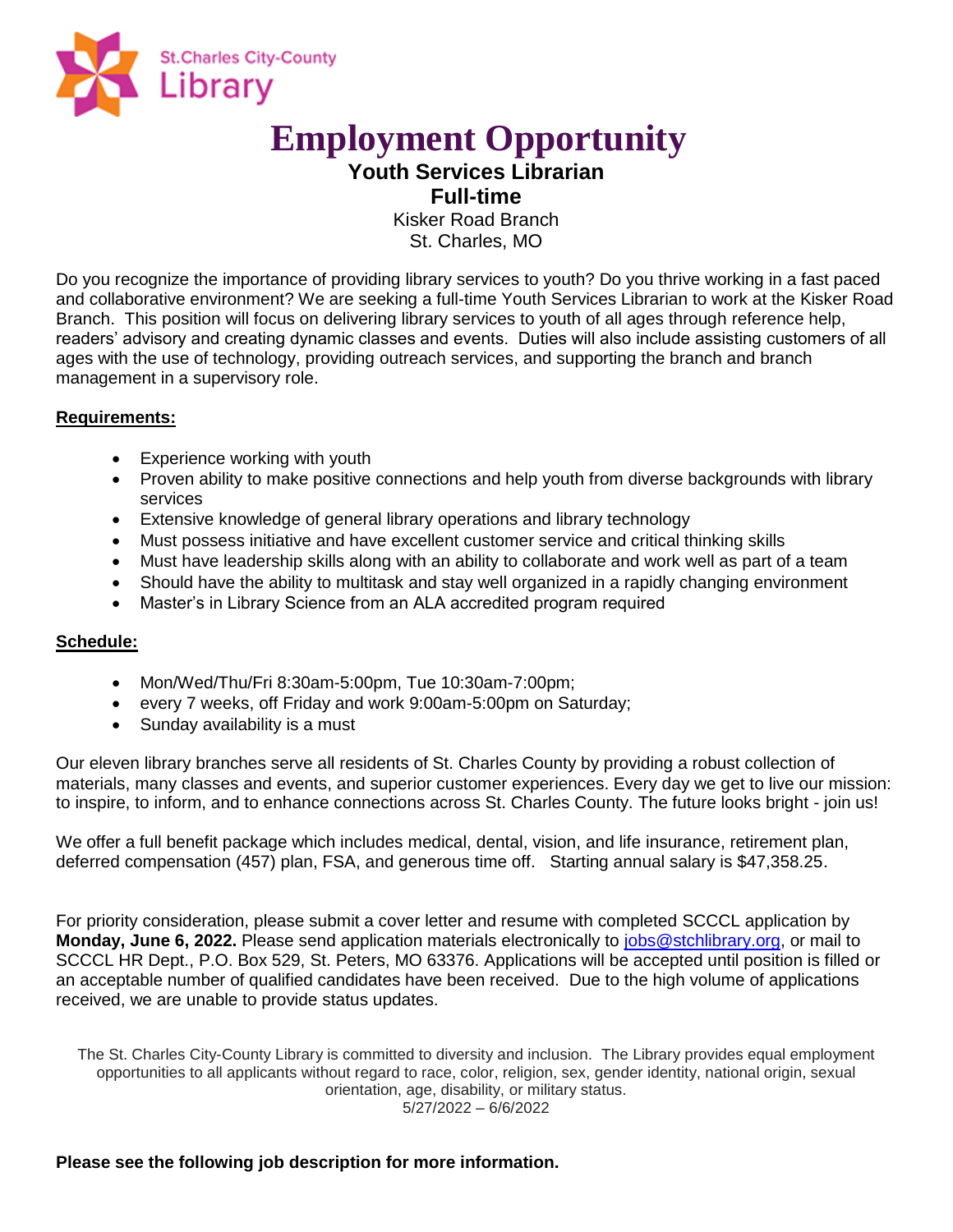St.Charles City-County Library

# Employment Opportunity

## Youth Services Librarian

## Full-time

Kisker Road Branch
St. Charles, MO

Do you recognize the importance of providing library services to youth? Do you thrive working in a fast paced and collaborative environment? We are seeking a full-time Youth Services Librarian to work at the Kisker Road Branch. This position will focus on delivering library services to youth of all ages through reference help, readers' advisory and creating dynamic classes and events. Duties will also include assisting customers of all ages with the use of technology, providing outreach services, and supporting the branch and branch management in a supervisory role.

**Requirements:**

- Experience working with youth
- Proven ability to make positive connections and help youth from diverse backgrounds with library services
- Extensive knowledge of general library operations and library technology
- Must possess initiative and have excellent customer service and critical thinking skills
- Must have leadership skills along with an ability to collaborate and work well as part of a team
- Should have the ability to multitask and stay well organized in a rapidly changing environment
- Master's in Library Science from an ALA accredited program required

**Schedule:**

- Mon/Wed/Thu/Fri 8:30am-5:00pm, Tue 10:30am-7:00pm;
- every 7 weeks, off Friday and work 9:00am-5:00pm on Saturday;
- Sunday availability is a must

Our eleven library branches serve all residents of St. Charles County by providing a robust collection of materials, many classes and events, and superior customer experiences. Every day we get to live our mission: to inspire, to inform, and to enhance connections across St. Charles County. The future looks bright - join us!

We offer a full benefit package which includes medical, dental, vision, and life insurance, retirement plan, deferred compensation (457) plan, FSA, and generous time off. Starting annual salary is $47,358.25.

For priority consideration, please submit a cover letter and resume with completed SCCCL application by **Monday, June 6, 2022.** Please send application materials electronically to jobs@stchlibrary.org, or mail to SCCCL HR Dept., P.O. Box 529, St. Peters, MO 63376. Applications will be accepted until position is filled or an acceptable number of qualified candidates have been received. Due to the high volume of applications received, we are unable to provide status updates.

The St. Charles City-County Library is committed to diversity and inclusion. The Library provides equal employment opportunities to all applicants without regard to race, color, religion, sex, gender identity, national origin, sexual orientation, age, disability, or military status.
5/27/2022 – 6/6/2022

**Please see the following job description for more information.**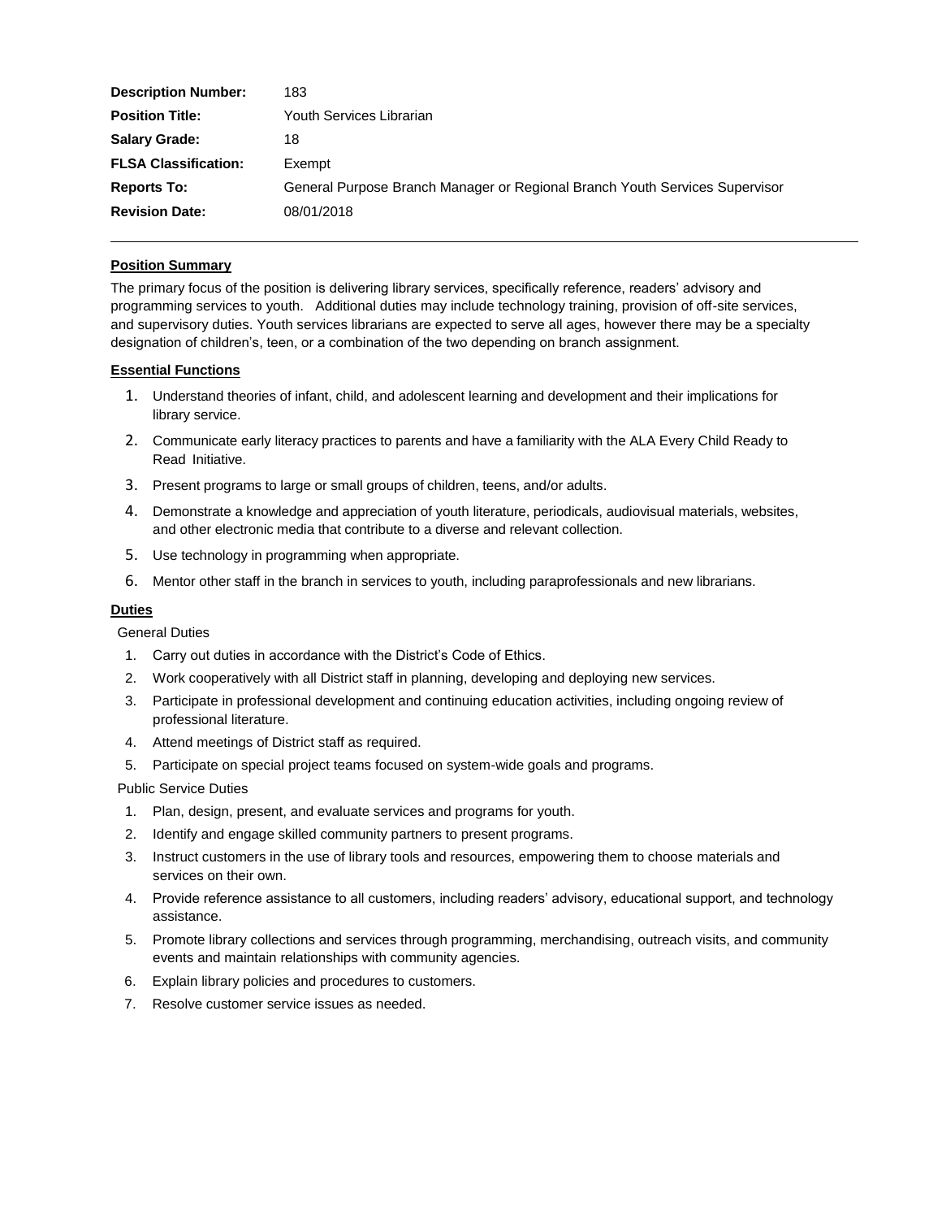| | |
|---|---|
| **Description Number:** | 183 |
| **Position Title:** | Youth Services Librarian |
| **Salary Grade:** | 18 |
| **FLSA Classification:** | Exempt |
| **Reports To:** | General Purpose Branch Manager or Regional Branch Youth Services Supervisor |
| **Revision Date:** | 08/01/2018 |

---

## Position Summary

The primary focus of the position is delivering library services, specifically reference, readers' advisory and programming services to youth. Additional duties may include technology training, provision of off-site services, and supervisory duties. Youth services librarians are expected to serve all ages, however there may be a specialty designation of children's, teen, or a combination of the two depending on branch assignment.

## Essential Functions

1. Understand theories of infant, child, and adolescent learning and development and their implications for library service.
2. Communicate early literacy practices to parents and have a familiarity with the ALA Every Child Ready to Read Initiative.
3. Present programs to large or small groups of children, teens, and/or adults.
4. Demonstrate a knowledge and appreciation of youth literature, periodicals, audiovisual materials, websites, and other electronic media that contribute to a diverse and relevant collection.
5. Use technology in programming when appropriate.
6. Mentor other staff in the branch in services to youth, including paraprofessionals and new librarians.

## Duties

General Duties

1. Carry out duties in accordance with the District's Code of Ethics.
2. Work cooperatively with all District staff in planning, developing and deploying new services.
3. Participate in professional development and continuing education activities, including ongoing review of professional literature.
4. Attend meetings of District staff as required.
5. Participate on special project teams focused on system-wide goals and programs.

Public Service Duties

1. Plan, design, present, and evaluate services and programs for youth.
2. Identify and engage skilled community partners to present programs.
3. Instruct customers in the use of library tools and resources, empowering them to choose materials and services on their own.
4. Provide reference assistance to all customers, including readers' advisory, educational support, and technology assistance.
5. Promote library collections and services through programming, merchandising, outreach visits, and community events and maintain relationships with community agencies.
6. Explain library policies and procedures to customers.
7. Resolve customer service issues as needed.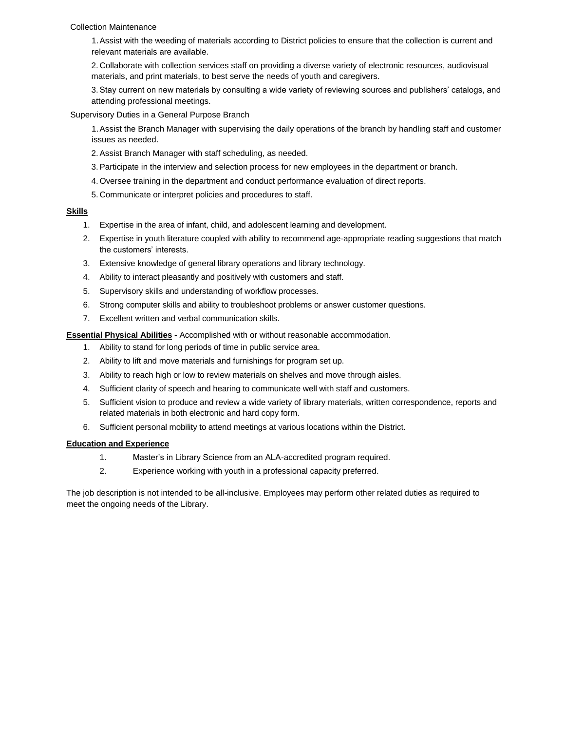Collection Maintenance

1. Assist with the weeding of materials according to District policies to ensure that the collection is current and relevant materials are available.
2. Collaborate with collection services staff on providing a diverse variety of electronic resources, audiovisual materials, and print materials, to best serve the needs of youth and caregivers.
3. Stay current on new materials by consulting a wide variety of reviewing sources and publishers' catalogs, and attending professional meetings.

Supervisory Duties in a General Purpose Branch

1. Assist the Branch Manager with supervising the daily operations of the branch by handling staff and customer issues as needed.
2. Assist Branch Manager with staff scheduling, as needed.
3. Participate in the interview and selection process for new employees in the department or branch.
4. Oversee training in the department and conduct performance evaluation of direct reports.
5. Communicate or interpret policies and procedures to staff.

**Skills**

1. Expertise in the area of infant, child, and adolescent learning and development.
2. Expertise in youth literature coupled with ability to recommend age-appropriate reading suggestions that match the customers' interests.
3. Extensive knowledge of general library operations and library technology.
4. Ability to interact pleasantly and positively with customers and staff.
5. Supervisory skills and understanding of workflow processes.
6. Strong computer skills and ability to troubleshoot problems or answer customer questions.
7. Excellent written and verbal communication skills.

**Essential Physical Abilities -** Accomplished with or without reasonable accommodation.

1. Ability to stand for long periods of time in public service area.
2. Ability to lift and move materials and furnishings for program set up.
3. Ability to reach high or low to review materials on shelves and move through aisles.
4. Sufficient clarity of speech and hearing to communicate well with staff and customers.
5. Sufficient vision to produce and review a wide variety of library materials, written correspondence, reports and related materials in both electronic and hard copy form.
6. Sufficient personal mobility to attend meetings at various locations within the District.

**Education and Experience**

1. Master's in Library Science from an ALA-accredited program required.
2. Experience working with youth in a professional capacity preferred.

The job description is not intended to be all-inclusive. Employees may perform other related duties as required to meet the ongoing needs of the Library.